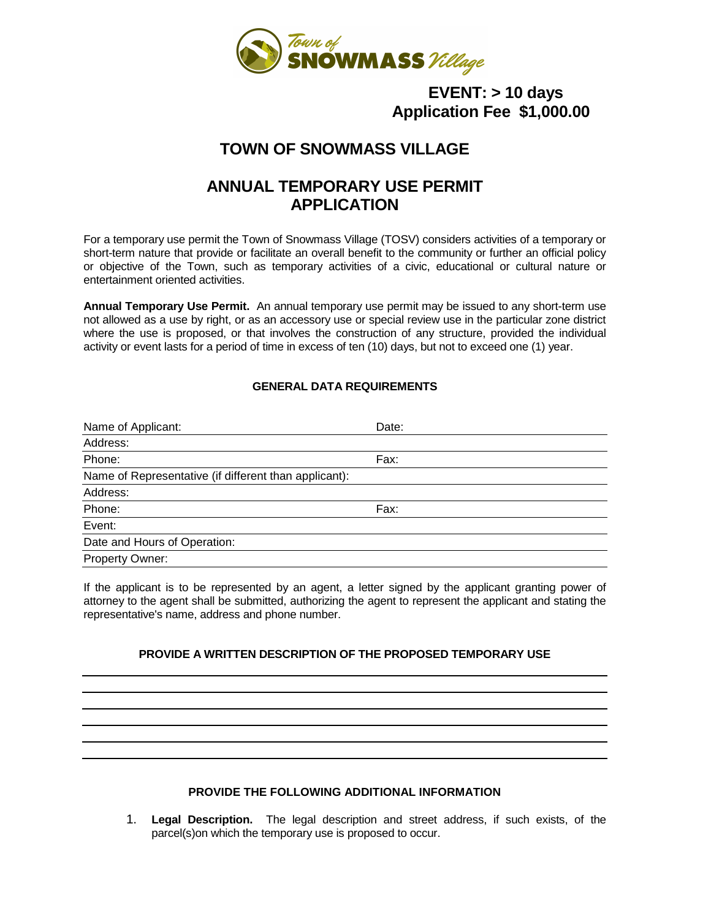Town of **SNOWMASS** Village

**EVENT: > 10 days**
**Application Fee $1,000.00**

# TOWN OF SNOWMASS VILLAGE

# ANNUAL TEMPORARY USE PERMIT APPLICATION

For a temporary use permit the Town of Snowmass Village (TOSV) considers activities of a temporary or short-term nature that provide or facilitate an overall benefit to the community or further an official policy or objective of the Town, such as temporary activities of a civic, educational or cultural nature or entertainment oriented activities.

**Annual Temporary Use Permit.** An annual temporary use permit may be issued to any short-term use not allowed as a use by right, or as an accessory use or special review use in the particular zone district where the use is proposed, or that involves the construction of any structure, provided the individual activity or event lasts for a period of time in excess of ten (10) days, but not to exceed one (1) year.

## GENERAL DATA REQUIREMENTS

| | |
|---|---|
| Name of Applicant: | Date: |
| Address: | |
| Phone: | Fax: |
| Name of Representative (if different than applicant): | |
| Address: | |
| Phone: | Fax: |
| Event: | |
| Date and Hours of Operation: | |
| Property Owner: | |

If the applicant is to be represented by an agent, a letter signed by the applicant granting power of attorney to the agent shall be submitted, authorizing the agent to represent the applicant and stating the representative's name, address and phone number.

## PROVIDE A WRITTEN DESCRIPTION OF THE PROPOSED TEMPORARY USE

______________________________________________________________________

______________________________________________________________________

______________________________________________________________________

______________________________________________________________________

______________________________________________________________________

## PROVIDE THE FOLLOWING ADDITIONAL INFORMATION

1. **Legal Description.** The legal description and street address, if such exists, of the parcel(s)on which the temporary use is proposed to occur.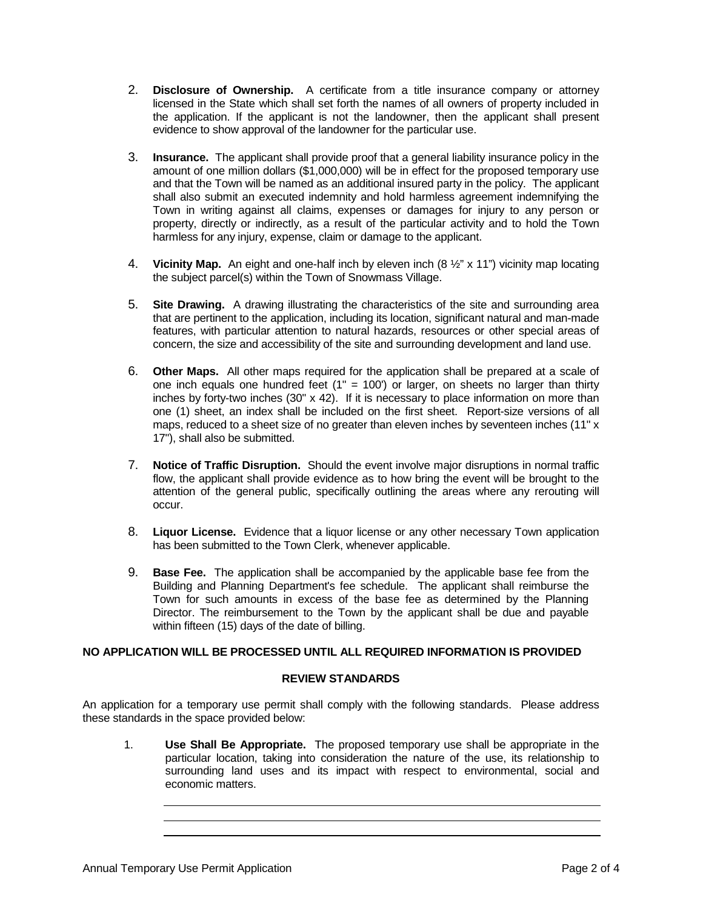2. **Disclosure of Ownership.** A certificate from a title insurance company or attorney licensed in the State which shall set forth the names of all owners of property included in the application. If the applicant is not the landowner, then the applicant shall present evidence to show approval of the landowner for the particular use.

3. **Insurance.** The applicant shall provide proof that a general liability insurance policy in the amount of one million dollars ($1,000,000) will be in effect for the proposed temporary use and that the Town will be named as an additional insured party in the policy. The applicant shall also submit an executed indemnity and hold harmless agreement indemnifying the Town in writing against all claims, expenses or damages for injury to any person or property, directly or indirectly, as a result of the particular activity and to hold the Town harmless for any injury, expense, claim or damage to the applicant.

4. **Vicinity Map.** An eight and one-half inch by eleven inch (8 ½" x 11") vicinity map locating the subject parcel(s) within the Town of Snowmass Village.

5. **Site Drawing.** A drawing illustrating the characteristics of the site and surrounding area that are pertinent to the application, including its location, significant natural and man-made features, with particular attention to natural hazards, resources or other special areas of concern, the size and accessibility of the site and surrounding development and land use.

6. **Other Maps.** All other maps required for the application shall be prepared at a scale of one inch equals one hundred feet (1" = 100') or larger, on sheets no larger than thirty inches by forty-two inches (30" x 42). If it is necessary to place information on more than one (1) sheet, an index shall be included on the first sheet. Report-size versions of all maps, reduced to a sheet size of no greater than eleven inches by seventeen inches (11" x 17"), shall also be submitted.

7. **Notice of Traffic Disruption.** Should the event involve major disruptions in normal traffic flow, the applicant shall provide evidence as to how bring the event will be brought to the attention of the general public, specifically outlining the areas where any rerouting will occur.

8. **Liquor License.** Evidence that a liquor license or any other necessary Town application has been submitted to the Town Clerk, whenever applicable.

9. **Base Fee.** The application shall be accompanied by the applicable base fee from the Building and Planning Department's fee schedule. The applicant shall reimburse the Town for such amounts in excess of the base fee as determined by the Planning Director. The reimbursement to the Town by the applicant shall be due and payable within fifteen (15) days of the date of billing.

**NO APPLICATION WILL BE PROCESSED UNTIL ALL REQUIRED INFORMATION IS PROVIDED**

## REVIEW STANDARDS

An application for a temporary use permit shall comply with the following standards. Please address these standards in the space provided below:

1. **Use Shall Be Appropriate.** The proposed temporary use shall be appropriate in the particular location, taking into consideration the nature of the use, its relationship to surrounding land uses and its impact with respect to environmental, social and economic matters.

   \_\_\_\_\_\_\_\_\_\_\_\_\_\_\_\_\_\_\_\_\_\_\_\_\_\_\_\_\_\_\_\_\_\_\_\_\_\_\_\_\_\_\_\_\_\_\_\_\_\_\_\_\_\_\_\_

   \_\_\_\_\_\_\_\_\_\_\_\_\_\_\_\_\_\_\_\_\_\_\_\_\_\_\_\_\_\_\_\_\_\_\_\_\_\_\_\_\_\_\_\_\_\_\_\_\_\_\_\_\_\_\_\_

   \_\_\_\_\_\_\_\_\_\_\_\_\_\_\_\_\_\_\_\_\_\_\_\_\_\_\_\_\_\_\_\_\_\_\_\_\_\_\_\_\_\_\_\_\_\_\_\_\_\_\_\_\_\_\_\_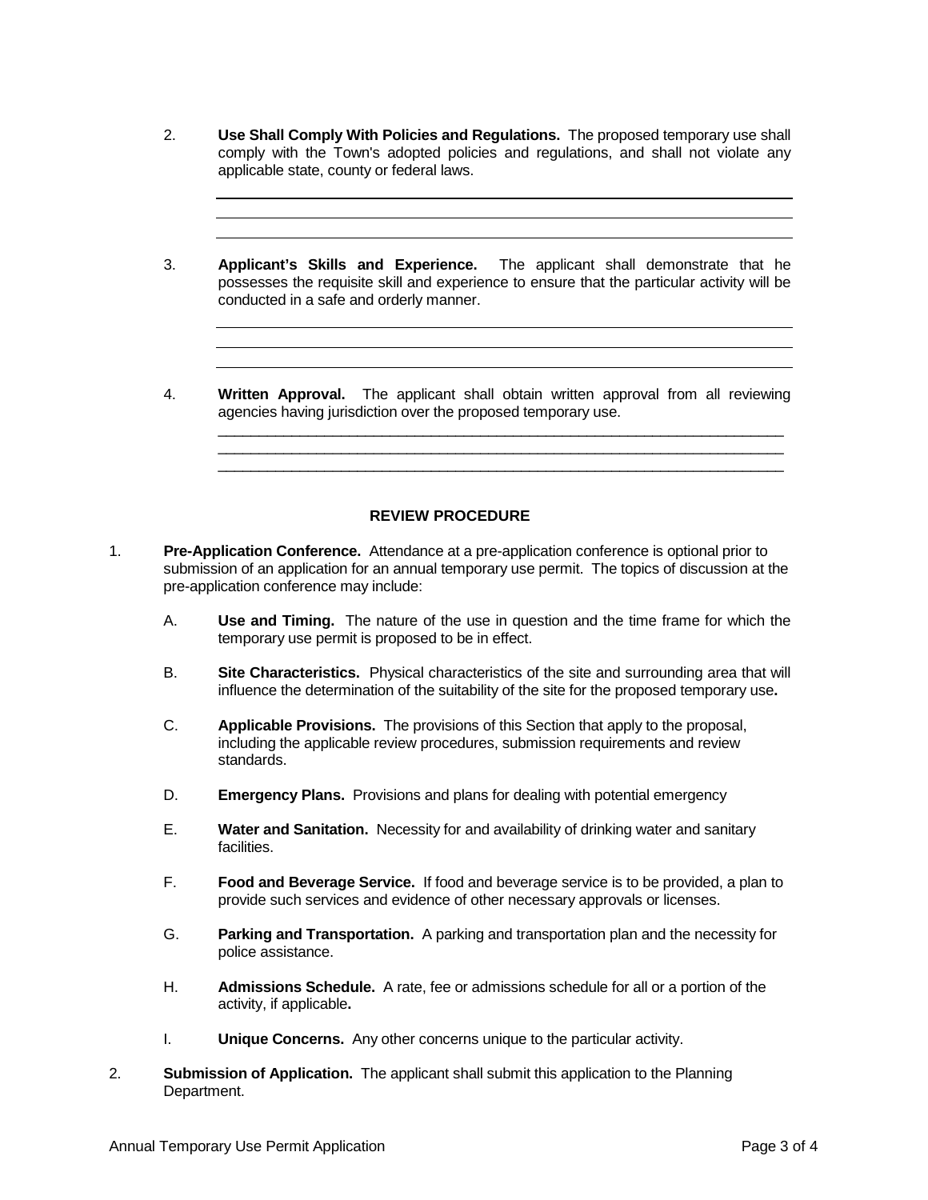2. **Use Shall Comply With Policies and Regulations.** The proposed temporary use shall comply with the Town's adopted policies and regulations, and shall not violate any applicable state, county or federal laws.

______________________________________________________________________

______________________________________________________________________

______________________________________________________________________

3. **Applicant's Skills and Experience.** The applicant shall demonstrate that he possesses the requisite skill and experience to ensure that the particular activity will be conducted in a safe and orderly manner.

______________________________________________________________________

______________________________________________________________________

______________________________________________________________________

4. **Written Approval.** The applicant shall obtain written approval from all reviewing agencies having jurisdiction over the proposed temporary use.

______________________________________________________________________

______________________________________________________________________

______________________________________________________________________

## REVIEW PROCEDURE

1. **Pre-Application Conference.** Attendance at a pre-application conference is optional prior to submission of an application for an annual temporary use permit. The topics of discussion at the pre-application conference may include:

   A. **Use and Timing.** The nature of the use in question and the time frame for which the temporary use permit is proposed to be in effect.

   B. **Site Characteristics.** Physical characteristics of the site and surrounding area that will influence the determination of the suitability of the site for the proposed temporary use**.**

   C. **Applicable Provisions.** The provisions of this Section that apply to the proposal, including the applicable review procedures, submission requirements and review standards.

   D. **Emergency Plans.** Provisions and plans for dealing with potential emergency

   E. **Water and Sanitation.** Necessity for and availability of drinking water and sanitary facilities.

   F. **Food and Beverage Service.** If food and beverage service is to be provided, a plan to provide such services and evidence of other necessary approvals or licenses.

   G. **Parking and Transportation.** A parking and transportation plan and the necessity for police assistance.

   H. **Admissions Schedule.** A rate, fee or admissions schedule for all or a portion of the activity, if applicable**.**

   I. **Unique Concerns.** Any other concerns unique to the particular activity.

2. **Submission of Application.** The applicant shall submit this application to the Planning Department.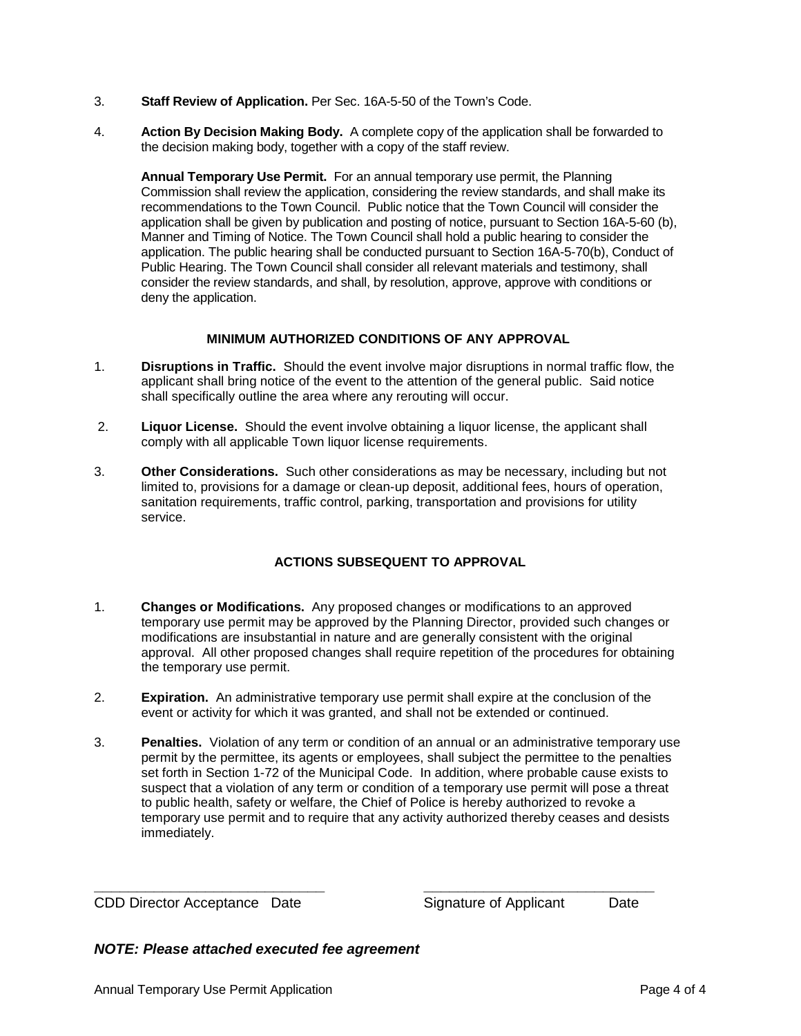3. **Staff Review of Application.** Per Sec. 16A-5-50 of the Town's Code.

4. **Action By Decision Making Body.** A complete copy of the application shall be forwarded to the decision making body, together with a copy of the staff review.

   **Annual Temporary Use Permit.** For an annual temporary use permit, the Planning Commission shall review the application, considering the review standards, and shall make its recommendations to the Town Council. Public notice that the Town Council will consider the application shall be given by publication and posting of notice, pursuant to Section 16A-5-60 (b), Manner and Timing of Notice. The Town Council shall hold a public hearing to consider the application. The public hearing shall be conducted pursuant to Section 16A-5-70(b), Conduct of Public Hearing. The Town Council shall consider all relevant materials and testimony, shall consider the review standards, and shall, by resolution, approve, approve with conditions or deny the application.

### MINIMUM AUTHORIZED CONDITIONS OF ANY APPROVAL

1. **Disruptions in Traffic.** Should the event involve major disruptions in normal traffic flow, the applicant shall bring notice of the event to the attention of the general public. Said notice shall specifically outline the area where any rerouting will occur.

2. **Liquor License.** Should the event involve obtaining a liquor license, the applicant shall comply with all applicable Town liquor license requirements.

3. **Other Considerations.** Such other considerations as may be necessary, including but not limited to, provisions for a damage or clean-up deposit, additional fees, hours of operation, sanitation requirements, traffic control, parking, transportation and provisions for utility service.

### ACTIONS SUBSEQUENT TO APPROVAL

1. **Changes or Modifications.** Any proposed changes or modifications to an approved temporary use permit may be approved by the Planning Director, provided such changes or modifications are insubstantial in nature and are generally consistent with the original approval. All other proposed changes shall require repetition of the procedures for obtaining the temporary use permit.

2. **Expiration.** An administrative temporary use permit shall expire at the conclusion of the event or activity for which it was granted, and shall not be extended or continued.

3. **Penalties.** Violation of any term or condition of an annual or an administrative temporary use permit by the permittee, its agents or employees, shall subject the permittee to the penalties set forth in Section 1-72 of the Municipal Code. In addition, where probable cause exists to suspect that a violation of any term or condition of a temporary use permit will pose a threat to public health, safety or welfare, the Chief of Police is hereby authorized to revoke a temporary use permit and to require that any activity authorized thereby ceases and desists immediately.

______________________________ ______________________________

CDD Director Acceptance Date Signature of Applicant Date

***NOTE: Please attached executed fee agreement***